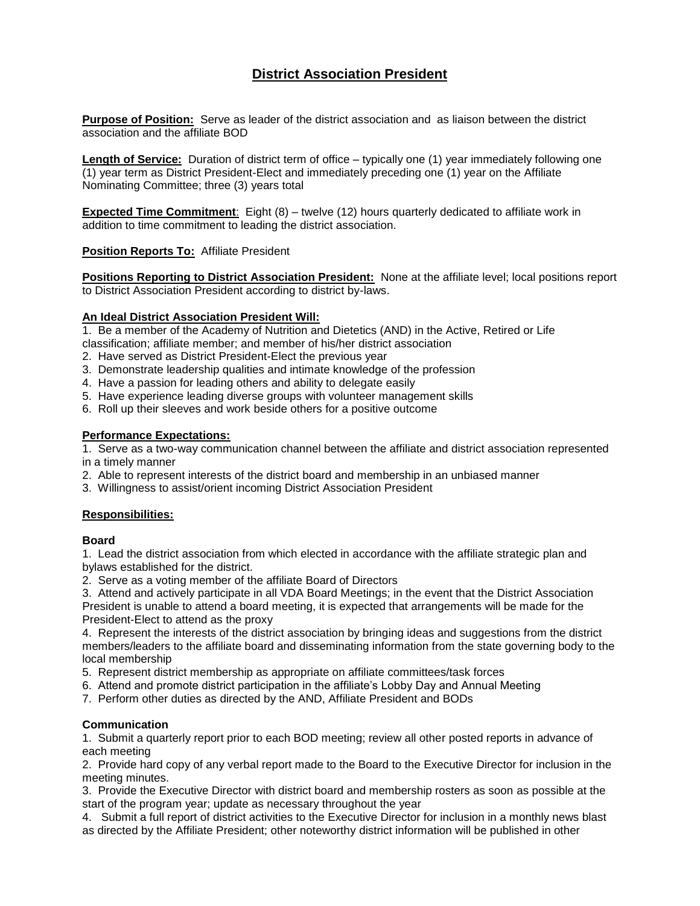# District Association President

**Purpose of Position:** Serve as leader of the district association and as liaison between the district association and the affiliate BOD

**Length of Service:** Duration of district term of office – typically one (1) year immediately following one (1) year term as District President-Elect and immediately preceding one (1) year on the Affiliate Nominating Committee; three (3) years total

**Expected Time Commitment**: Eight (8) – twelve (12) hours quarterly dedicated to affiliate work in addition to time commitment to leading the district association.

**Position Reports To:** Affiliate President

**Positions Reporting to District Association President:** None at the affiliate level; local positions report to District Association President according to district by-laws.

**An Ideal District Association President Will:**

1. Be a member of the Academy of Nutrition and Dietetics (AND) in the Active, Retired or Life classification; affiliate member; and member of his/her district association
2. Have served as District President-Elect the previous year
3. Demonstrate leadership qualities and intimate knowledge of the profession
4. Have a passion for leading others and ability to delegate easily
5. Have experience leading diverse groups with volunteer management skills
6. Roll up their sleeves and work beside others for a positive outcome

**Performance Expectations:**

1. Serve as a two-way communication channel between the affiliate and district association represented in a timely manner
2. Able to represent interests of the district board and membership in an unbiased manner
3. Willingness to assist/orient incoming District Association President

**Responsibilities:**

**Board**

1. Lead the district association from which elected in accordance with the affiliate strategic plan and bylaws established for the district.
2. Serve as a voting member of the affiliate Board of Directors
3. Attend and actively participate in all VDA Board Meetings; in the event that the District Association President is unable to attend a board meeting, it is expected that arrangements will be made for the President-Elect to attend as the proxy
4. Represent the interests of the district association by bringing ideas and suggestions from the district members/leaders to the affiliate board and disseminating information from the state governing body to the local membership
5. Represent district membership as appropriate on affiliate committees/task forces
6. Attend and promote district participation in the affiliate's Lobby Day and Annual Meeting
7. Perform other duties as directed by the AND, Affiliate President and BODs

**Communication**

1. Submit a quarterly report prior to each BOD meeting; review all other posted reports in advance of each meeting
2. Provide hard copy of any verbal report made to the Board to the Executive Director for inclusion in the meeting minutes.
3. Provide the Executive Director with district board and membership rosters as soon as possible at the start of the program year; update as necessary throughout the year
4. Submit a full report of district activities to the Executive Director for inclusion in a monthly news blast as directed by the Affiliate President; other noteworthy district information will be published in other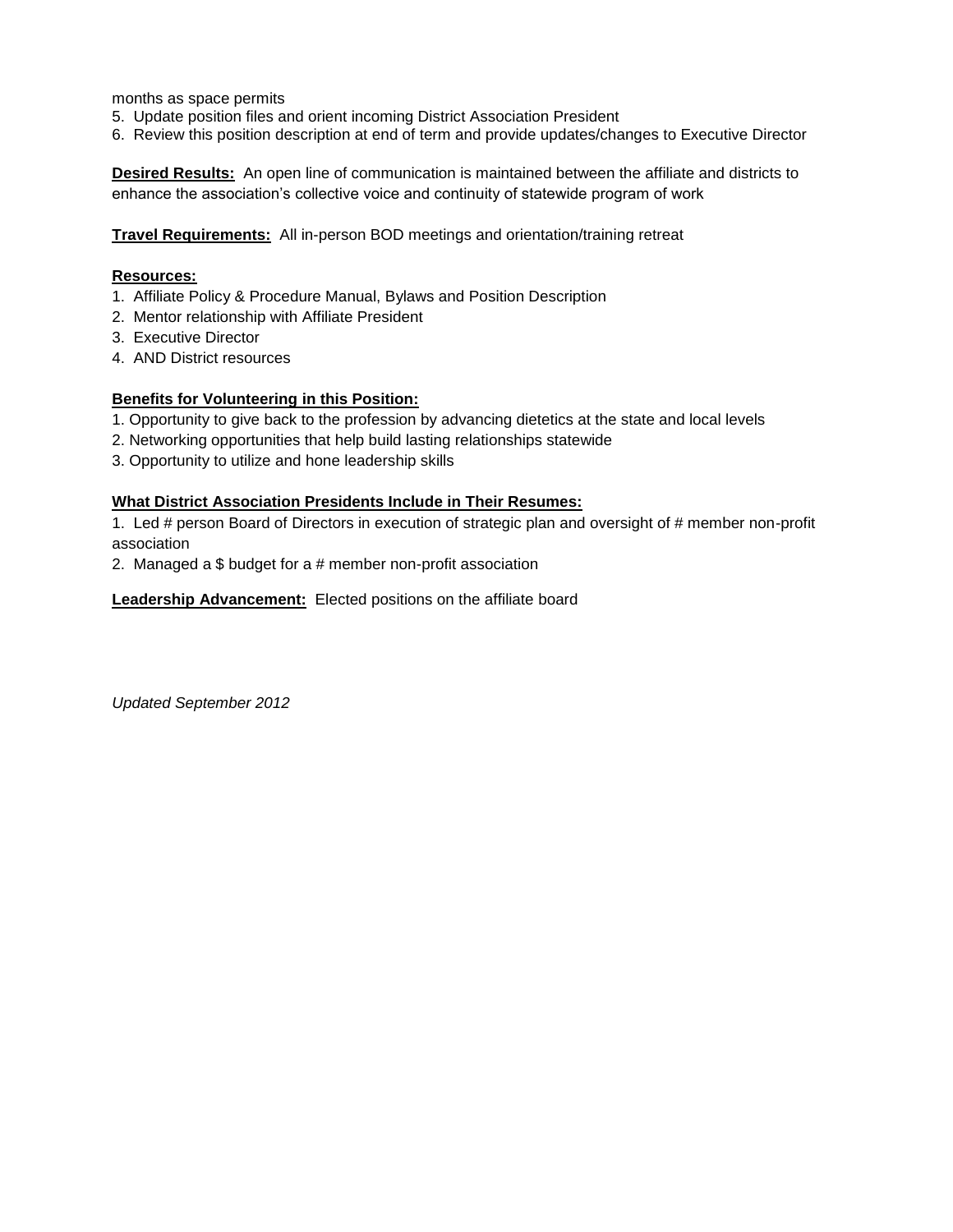months as space permits

5. Update position files and orient incoming District Association President
6. Review this position description at end of term and provide updates/changes to Executive Director

**Desired Results:** An open line of communication is maintained between the affiliate and districts to enhance the association's collective voice and continuity of statewide program of work

**Travel Requirements:** All in-person BOD meetings and orientation/training retreat

**Resources:**

1. Affiliate Policy & Procedure Manual, Bylaws and Position Description
2. Mentor relationship with Affiliate President
3. Executive Director
4. AND District resources

**Benefits for Volunteering in this Position:**

1. Opportunity to give back to the profession by advancing dietetics at the state and local levels
2. Networking opportunities that help build lasting relationships statewide
3. Opportunity to utilize and hone leadership skills

**What District Association Presidents Include in Their Resumes:**

1. Led # person Board of Directors in execution of strategic plan and oversight of # member non-profit association
2. Managed a $ budget for a # member non-profit association

**Leadership Advancement:** Elected positions on the affiliate board

*Updated September 2012*